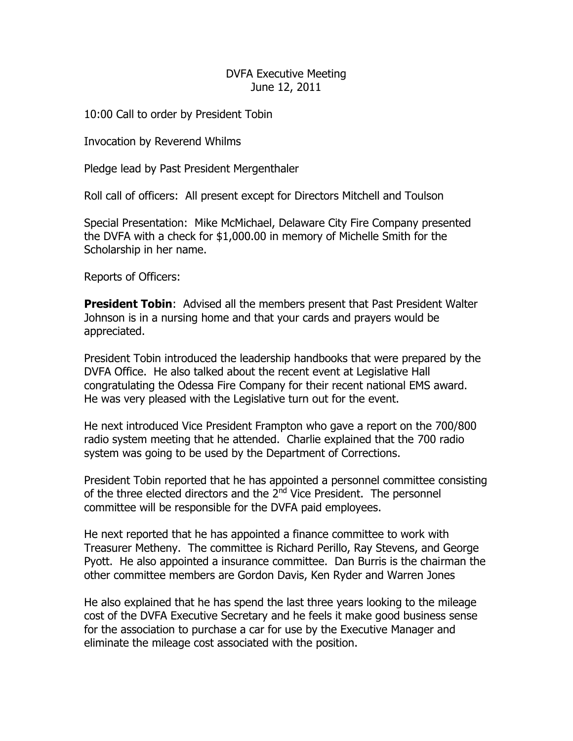DVFA Executive Meeting
June 12, 2011

10:00 Call to order by President Tobin

Invocation by Reverend Whilms

Pledge lead by Past President Mergenthaler

Roll call of officers: All present except for Directors Mitchell and Toulson

Special Presentation: Mike McMichael, Delaware City Fire Company presented the DVFA with a check for $1,000.00 in memory of Michelle Smith for the Scholarship in her name.

Reports of Officers:

**President Tobin**: Advised all the members present that Past President Walter Johnson is in a nursing home and that your cards and prayers would be appreciated.

President Tobin introduced the leadership handbooks that were prepared by the DVFA Office. He also talked about the recent event at Legislative Hall congratulating the Odessa Fire Company for their recent national EMS award. He was very pleased with the Legislative turn out for the event.

He next introduced Vice President Frampton who gave a report on the 700/800 radio system meeting that he attended. Charlie explained that the 700 radio system was going to be used by the Department of Corrections.

President Tobin reported that he has appointed a personnel committee consisting of the three elected directors and the 2nd Vice President. The personnel committee will be responsible for the DVFA paid employees.

He next reported that he has appointed a finance committee to work with Treasurer Metheny. The committee is Richard Perillo, Ray Stevens, and George Pyott. He also appointed a insurance committee. Dan Burris is the chairman the other committee members are Gordon Davis, Ken Ryder and Warren Jones

He also explained that he has spend the last three years looking to the mileage cost of the DVFA Executive Secretary and he feels it make good business sense for the association to purchase a car for use by the Executive Manager and eliminate the mileage cost associated with the position.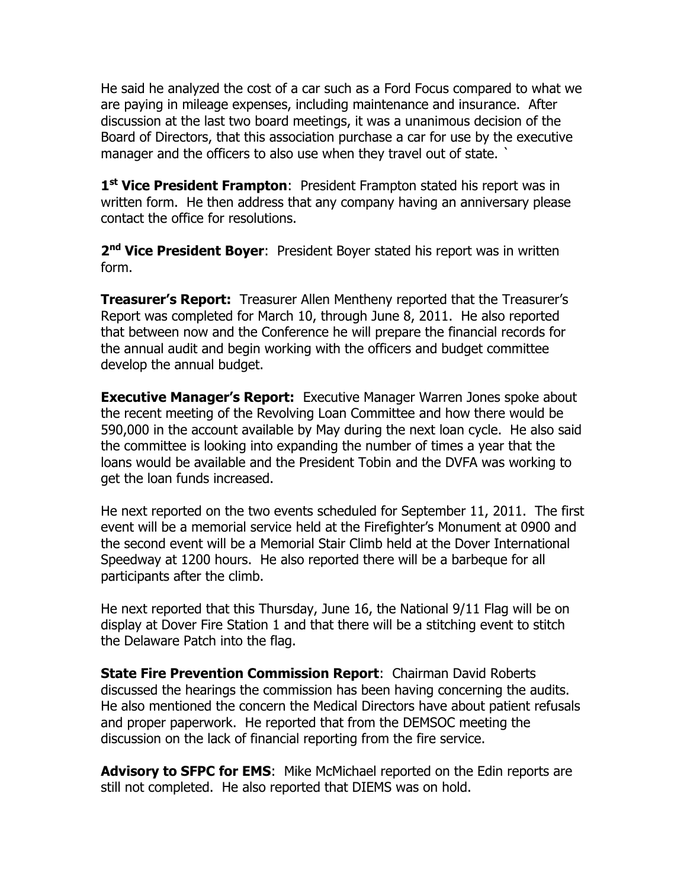He said he analyzed the cost of a car such as a Ford Focus compared to what we are paying in mileage expenses, including maintenance and insurance. After discussion at the last two board meetings, it was a unanimous decision of the Board of Directors, that this association purchase a car for use by the executive manager and the officers to also use when they travel out of state. `

**1st Vice President Frampton**: President Frampton stated his report was in written form. He then address that any company having an anniversary please contact the office for resolutions.

**2nd Vice President Boyer**: President Boyer stated his report was in written form.

**Treasurer's Report:** Treasurer Allen Mentheny reported that the Treasurer's Report was completed for March 10, through June 8, 2011. He also reported that between now and the Conference he will prepare the financial records for the annual audit and begin working with the officers and budget committee develop the annual budget.

**Executive Manager's Report:** Executive Manager Warren Jones spoke about the recent meeting of the Revolving Loan Committee and how there would be 590,000 in the account available by May during the next loan cycle. He also said the committee is looking into expanding the number of times a year that the loans would be available and the President Tobin and the DVFA was working to get the loan funds increased.

He next reported on the two events scheduled for September 11, 2011. The first event will be a memorial service held at the Firefighter's Monument at 0900 and the second event will be a Memorial Stair Climb held at the Dover International Speedway at 1200 hours. He also reported there will be a barbeque for all participants after the climb.

He next reported that this Thursday, June 16, the National 9/11 Flag will be on display at Dover Fire Station 1 and that there will be a stitching event to stitch the Delaware Patch into the flag.

**State Fire Prevention Commission Report**: Chairman David Roberts discussed the hearings the commission has been having concerning the audits. He also mentioned the concern the Medical Directors have about patient refusals and proper paperwork. He reported that from the DEMSOC meeting the discussion on the lack of financial reporting from the fire service.

**Advisory to SFPC for EMS**: Mike McMichael reported on the Edin reports are still not completed. He also reported that DIEMS was on hold.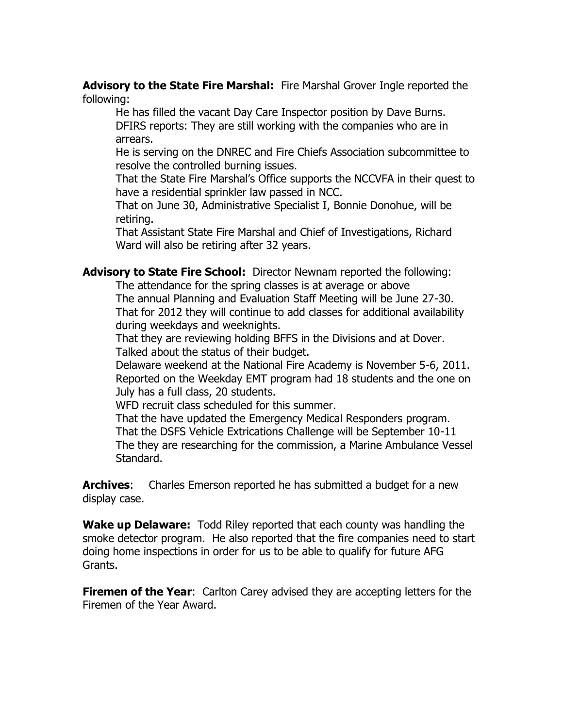**Advisory to the State Fire Marshal:** Fire Marshal Grover Ingle reported the following:

He has filled the vacant Day Care Inspector position by Dave Burns.
DFIRS reports: They are still working with the companies who are in arrears.
He is serving on the DNREC and Fire Chiefs Association subcommittee to resolve the controlled burning issues.
That the State Fire Marshal's Office supports the NCCVFA in their quest to have a residential sprinkler law passed in NCC.
That on June 30, Administrative Specialist I, Bonnie Donohue, will be retiring.
That Assistant State Fire Marshal and Chief of Investigations, Richard Ward will also be retiring after 32 years.

**Advisory to State Fire School:** Director Newnam reported the following:

The attendance for the spring classes is at average or above
The annual Planning and Evaluation Staff Meeting will be June 27-30.
That for 2012 they will continue to add classes for additional availability during weekdays and weeknights.
That they are reviewing holding BFFS in the Divisions and at Dover.
Talked about the status of their budget.
Delaware weekend at the National Fire Academy is November 5-6, 2011.
Reported on the Weekday EMT program had 18 students and the one on July has a full class, 20 students.
WFD recruit class scheduled for this summer.
That the have updated the Emergency Medical Responders program.
That the DSFS Vehicle Extrications Challenge will be September 10-11
The they are researching for the commission, a Marine Ambulance Vessel Standard.

**Archives**: Charles Emerson reported he has submitted a budget for a new display case.

**Wake up Delaware:** Todd Riley reported that each county was handling the smoke detector program. He also reported that the fire companies need to start doing home inspections in order for us to be able to qualify for future AFG Grants.

**Firemen of the Year**: Carlton Carey advised they are accepting letters for the Firemen of the Year Award.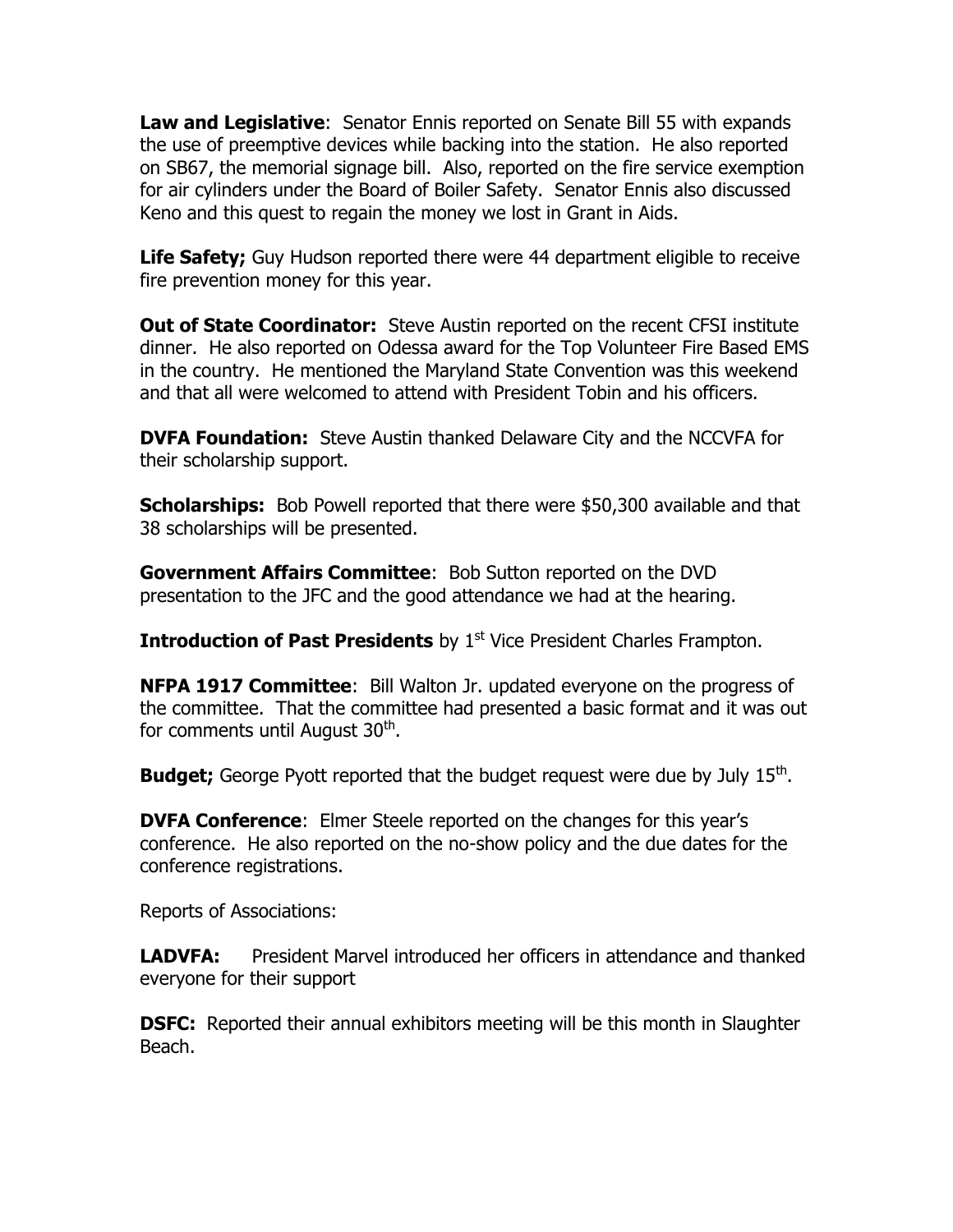**Law and Legislative**: Senator Ennis reported on Senate Bill 55 with expands the use of preemptive devices while backing into the station. He also reported on SB67, the memorial signage bill. Also, reported on the fire service exemption for air cylinders under the Board of Boiler Safety. Senator Ennis also discussed Keno and this quest to regain the money we lost in Grant in Aids.

**Life Safety;** Guy Hudson reported there were 44 department eligible to receive fire prevention money for this year.

**Out of State Coordinator:** Steve Austin reported on the recent CFSI institute dinner. He also reported on Odessa award for the Top Volunteer Fire Based EMS in the country. He mentioned the Maryland State Convention was this weekend and that all were welcomed to attend with President Tobin and his officers.

**DVFA Foundation:** Steve Austin thanked Delaware City and the NCCVFA for their scholarship support.

**Scholarships:** Bob Powell reported that there were $50,300 available and that 38 scholarships will be presented.

**Government Affairs Committee**: Bob Sutton reported on the DVD presentation to the JFC and the good attendance we had at the hearing.

**Introduction of Past Presidents** by 1st Vice President Charles Frampton.

**NFPA 1917 Committee**: Bill Walton Jr. updated everyone on the progress of the committee. That the committee had presented a basic format and it was out for comments until August 30th.

**Budget;** George Pyott reported that the budget request were due by July 15th.

**DVFA Conference**: Elmer Steele reported on the changes for this year's conference. He also reported on the no-show policy and the due dates for the conference registrations.

Reports of Associations:

**LADVFA:** President Marvel introduced her officers in attendance and thanked everyone for their support

**DSFC:** Reported their annual exhibitors meeting will be this month in Slaughter Beach.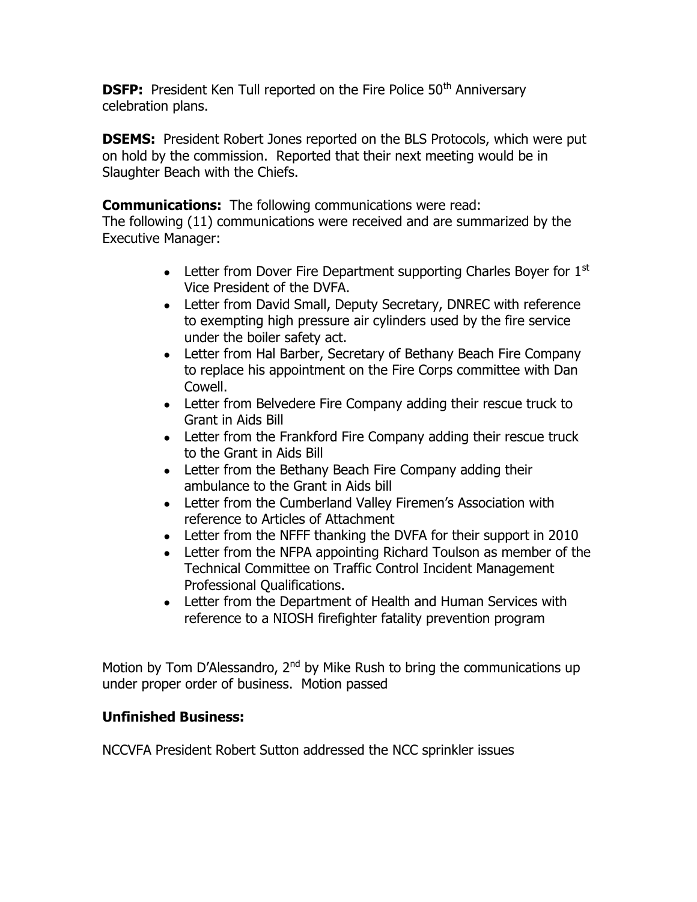**DSFP:** President Ken Tull reported on the Fire Police 50th Anniversary celebration plans.

**DSEMS:** President Robert Jones reported on the BLS Protocols, which were put on hold by the commission. Reported that their next meeting would be in Slaughter Beach with the Chiefs.

**Communications:** The following communications were read:
The following (11) communications were received and are summarized by the Executive Manager:

- Letter from Dover Fire Department supporting Charles Boyer for 1st Vice President of the DVFA.
- Letter from David Small, Deputy Secretary, DNREC with reference to exempting high pressure air cylinders used by the fire service under the boiler safety act.
- Letter from Hal Barber, Secretary of Bethany Beach Fire Company to replace his appointment on the Fire Corps committee with Dan Cowell.
- Letter from Belvedere Fire Company adding their rescue truck to Grant in Aids Bill
- Letter from the Frankford Fire Company adding their rescue truck to the Grant in Aids Bill
- Letter from the Bethany Beach Fire Company adding their ambulance to the Grant in Aids bill
- Letter from the Cumberland Valley Firemen's Association with reference to Articles of Attachment
- Letter from the NFFF thanking the DVFA for their support in 2010
- Letter from the NFPA appointing Richard Toulson as member of the Technical Committee on Traffic Control Incident Management Professional Qualifications.
- Letter from the Department of Health and Human Services with reference to a NIOSH firefighter fatality prevention program

Motion by Tom D'Alessandro, 2nd by Mike Rush to bring the communications up under proper order of business. Motion passed

**Unfinished Business:**

NCCVFA President Robert Sutton addressed the NCC sprinkler issues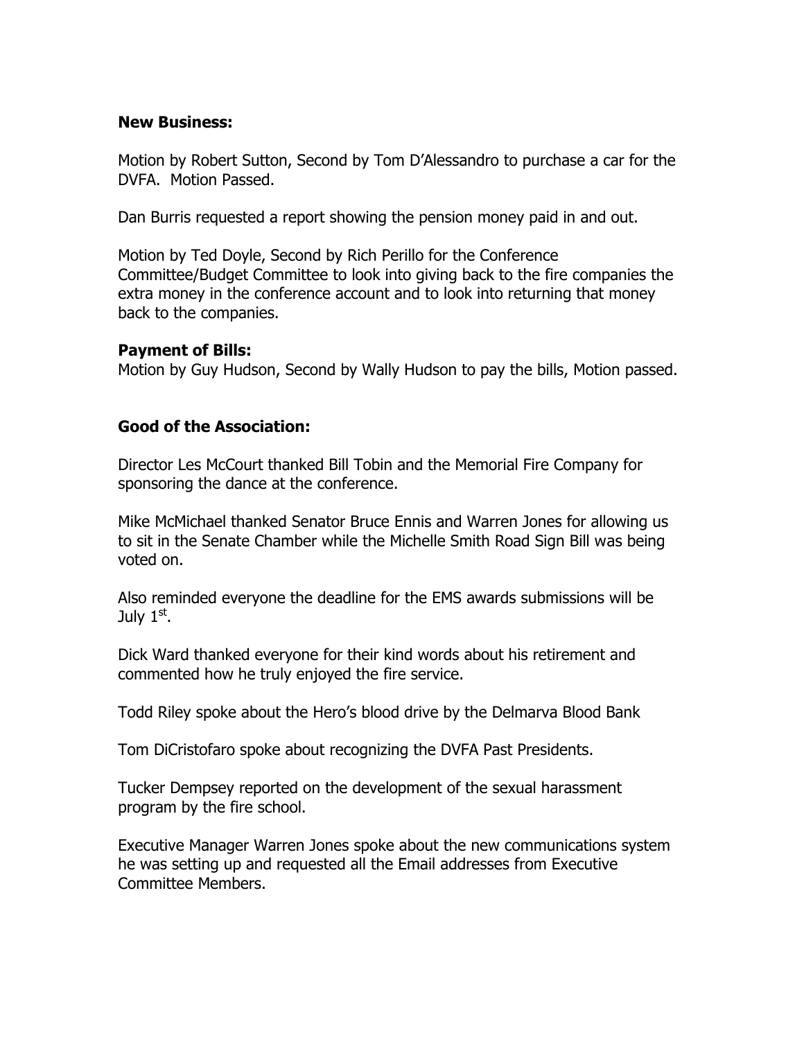**New Business:**

Motion by Robert Sutton, Second by Tom D'Alessandro to purchase a car for the DVFA. Motion Passed.

Dan Burris requested a report showing the pension money paid in and out.

Motion by Ted Doyle, Second by Rich Perillo for the Conference Committee/Budget Committee to look into giving back to the fire companies the extra money in the conference account and to look into returning that money back to the companies.

**Payment of Bills:**
Motion by Guy Hudson, Second by Wally Hudson to pay the bills, Motion passed.

**Good of the Association:**

Director Les McCourt thanked Bill Tobin and the Memorial Fire Company for sponsoring the dance at the conference.

Mike McMichael thanked Senator Bruce Ennis and Warren Jones for allowing us to sit in the Senate Chamber while the Michelle Smith Road Sign Bill was being voted on.

Also reminded everyone the deadline for the EMS awards submissions will be July 1st.

Dick Ward thanked everyone for their kind words about his retirement and commented how he truly enjoyed the fire service.

Todd Riley spoke about the Hero's blood drive by the Delmarva Blood Bank

Tom DiCristofaro spoke about recognizing the DVFA Past Presidents.

Tucker Dempsey reported on the development of the sexual harassment program by the fire school.

Executive Manager Warren Jones spoke about the new communications system he was setting up and requested all the Email addresses from Executive Committee Members.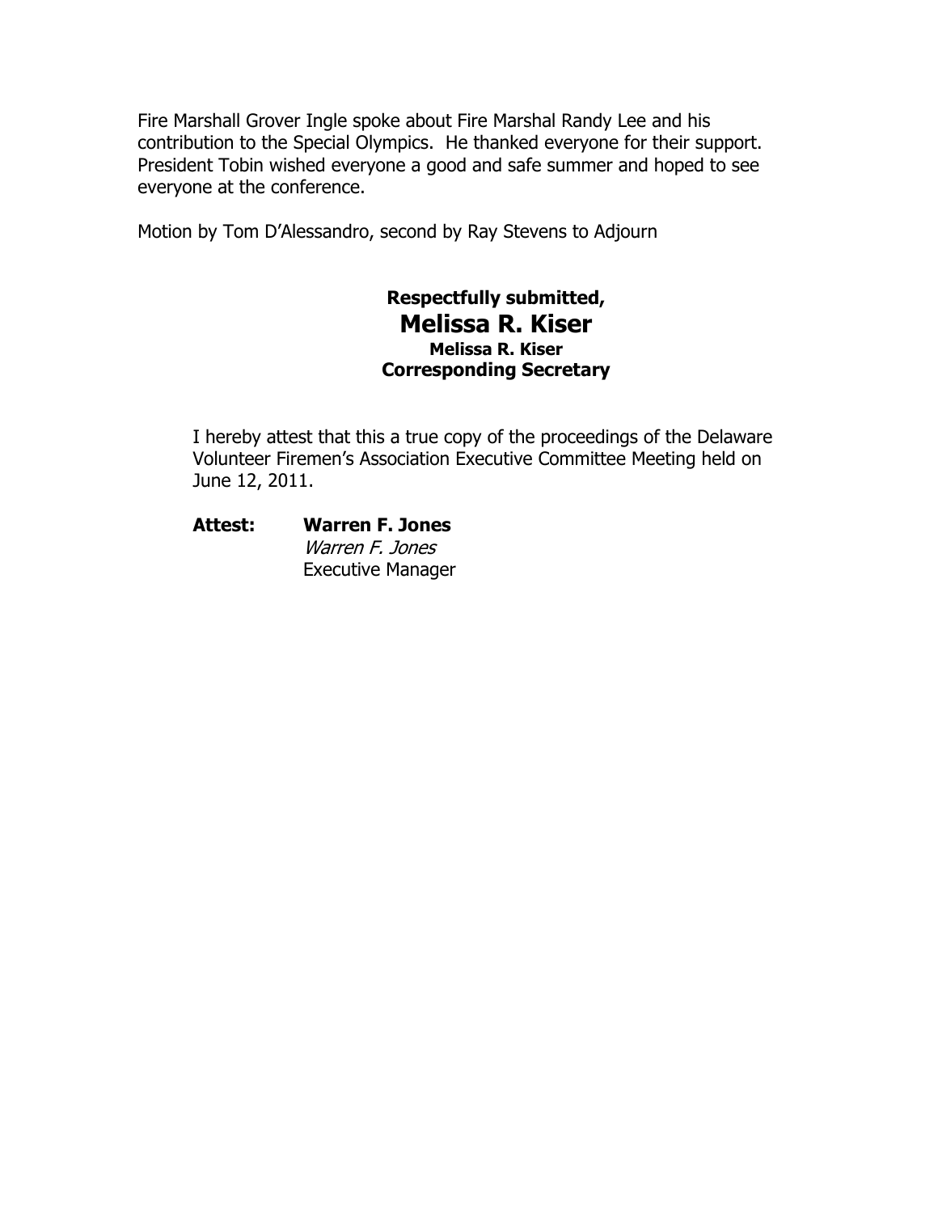Fire Marshall Grover Ingle spoke about Fire Marshal Randy Lee and his contribution to the Special Olympics. He thanked everyone for their support. President Tobin wished everyone a good and safe summer and hoped to see everyone at the conference.

Motion by Tom D'Alessandro, second by Ray Stevens to Adjourn

**Respectfully submitted,**
**Melissa R. Kiser**
**Melissa R. Kiser**
**Corresponding Secretary**

I hereby attest that this a true copy of the proceedings of the Delaware Volunteer Firemen's Association Executive Committee Meeting held on June 12, 2011.

**Attest:** **Warren F. Jones**
*Warren F. Jones*
Executive Manager